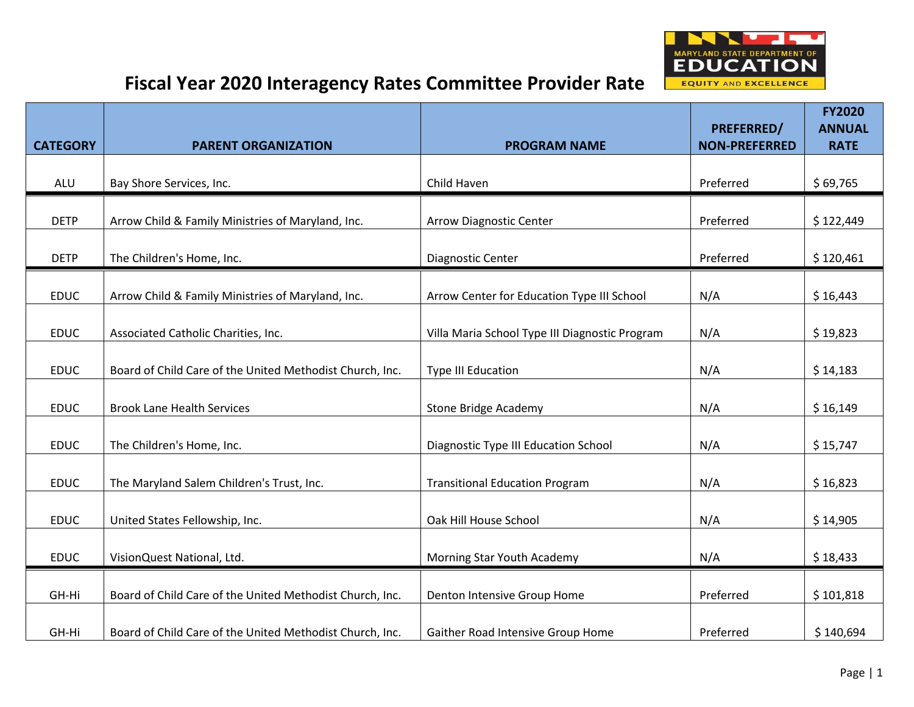# Fiscal Year 2020 Interagency Rates Committee Provider Rate

| CATEGORY | PARENT ORGANIZATION | PROGRAM NAME | PREFERRED/ NON-PREFERRED | FY2020 ANNUAL RATE |
|---|---|---|---|---|
| ALU | Bay Shore Services, Inc. | Child Haven | Preferred | $ 69,765 |
| DETP | Arrow Child & Family Ministries of Maryland, Inc. | Arrow Diagnostic Center | Preferred | $ 122,449 |
| DETP | The Children's Home, Inc. | Diagnostic Center | Preferred | $ 120,461 |
| EDUC | Arrow Child & Family Ministries of Maryland, Inc. | Arrow Center for Education Type III School | N/A | $ 16,443 |
| EDUC | Associated Catholic Charities, Inc. | Villa Maria School Type III Diagnostic Program | N/A | $ 19,823 |
| EDUC | Board of Child Care of the United Methodist Church, Inc. | Type III Education | N/A | $ 14,183 |
| EDUC | Brook Lane Health Services | Stone Bridge Academy | N/A | $ 16,149 |
| EDUC | The Children's Home, Inc. | Diagnostic Type III Education School | N/A | $ 15,747 |
| EDUC | The Maryland Salem Children's Trust, Inc. | Transitional Education Program | N/A | $ 16,823 |
| EDUC | United States Fellowship, Inc. | Oak Hill House School | N/A | $ 14,905 |
| EDUC | VisionQuest National, Ltd. | Morning Star Youth Academy | N/A | $ 18,433 |
| GH-Hi | Board of Child Care of the United Methodist Church, Inc. | Denton Intensive Group Home | Preferred | $ 101,818 |
| GH-Hi | Board of Child Care of the United Methodist Church, Inc. | Gaither Road Intensive Group Home | Preferred | $ 140,694 |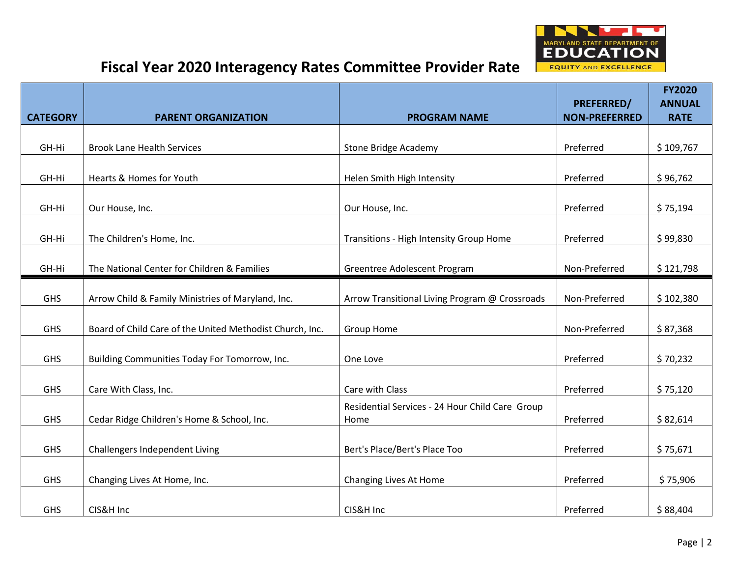# Fiscal Year 2020 Interagency Rates Committee Provider Rate

| CATEGORY | PARENT ORGANIZATION | PROGRAM NAME | PREFERRED/ NON-PREFERRED | FY2020 ANNUAL RATE |
|---|---|---|---|---|
| GH-Hi | Brook Lane Health Services | Stone Bridge Academy | Preferred | $ 109,767 |
| GH-Hi | Hearts & Homes for Youth | Helen Smith High Intensity | Preferred | $ 96,762 |
| GH-Hi | Our House, Inc. | Our House, Inc. | Preferred | $ 75,194 |
| GH-Hi | The Children's Home, Inc. | Transitions - High Intensity Group Home | Preferred | $ 99,830 |
| GH-Hi | The National Center for Children & Families | Greentree Adolescent Program | Non-Preferred | $ 121,798 |
| GHS | Arrow Child & Family Ministries of Maryland, Inc. | Arrow Transitional Living Program @ Crossroads | Non-Preferred | $ 102,380 |
| GHS | Board of Child Care of the United Methodist Church, Inc. | Group Home | Non-Preferred | $ 87,368 |
| GHS | Building Communities Today For Tomorrow, Inc. | One Love | Preferred | $ 70,232 |
| GHS | Care With Class, Inc. | Care with Class | Preferred | $ 75,120 |
| GHS | Cedar Ridge Children's Home & School, Inc. | Residential Services - 24 Hour Child Care Group Home | Preferred | $ 82,614 |
| GHS | Challengers Independent Living | Bert's Place/Bert's Place Too | Preferred | $ 75,671 |
| GHS | Changing Lives At Home, Inc. | Changing Lives At Home | Preferred | $ 75,906 |
| GHS | CIS&H Inc | CIS&H Inc | Preferred | $ 88,404 |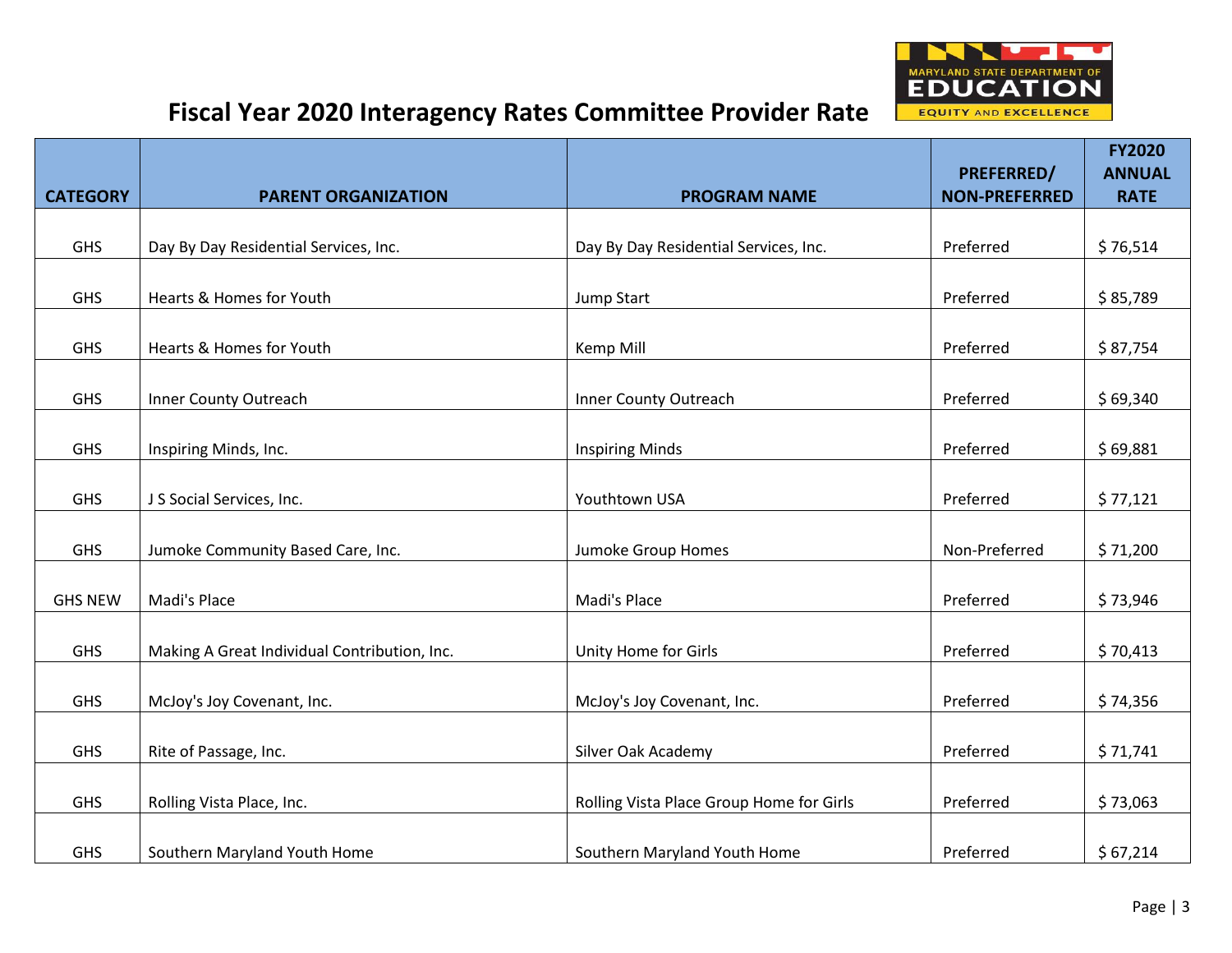# Fiscal Year 2020 Interagency Rates Committee Provider Rate

| CATEGORY | PARENT ORGANIZATION | PROGRAM NAME | PREFERRED/ NON-PREFERRED | FY2020 ANNUAL RATE |
|---|---|---|---|---|
| GHS | Day By Day Residential Services, Inc. | Day By Day Residential Services, Inc. | Preferred | $ 76,514 |
| GHS | Hearts & Homes for Youth | Jump Start | Preferred | $ 85,789 |
| GHS | Hearts & Homes for Youth | Kemp Mill | Preferred | $ 87,754 |
| GHS | Inner County Outreach | Inner County Outreach | Preferred | $ 69,340 |
| GHS | Inspiring Minds, Inc. | Inspiring Minds | Preferred | $ 69,881 |
| GHS | J S Social Services, Inc. | Youthtown USA | Preferred | $ 77,121 |
| GHS | Jumoke Community Based Care, Inc. | Jumoke Group Homes | Non-Preferred | $ 71,200 |
| GHS NEW | Madi's Place | Madi's Place | Preferred | $ 73,946 |
| GHS | Making A Great Individual Contribution, Inc. | Unity Home for Girls | Preferred | $ 70,413 |
| GHS | McJoy's Joy Covenant, Inc. | McJoy's Joy Covenant, Inc. | Preferred | $ 74,356 |
| GHS | Rite of Passage, Inc. | Silver Oak Academy | Preferred | $ 71,741 |
| GHS | Rolling Vista Place, Inc. | Rolling Vista Place Group Home for Girls | Preferred | $ 73,063 |
| GHS | Southern Maryland Youth Home | Southern Maryland Youth Home | Preferred | $ 67,214 |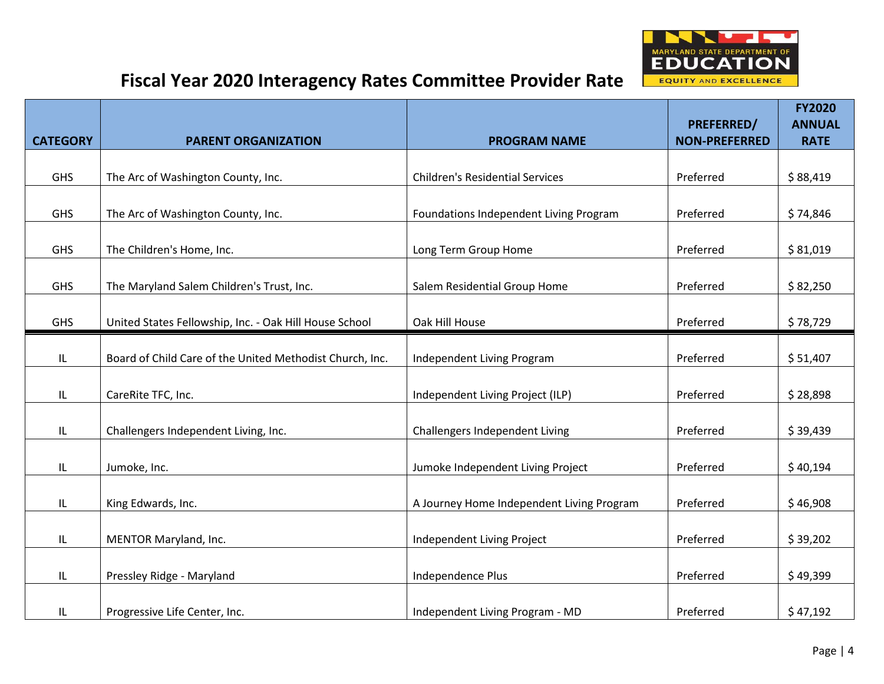# Fiscal Year 2020 Interagency Rates Committee Provider Rate

| CATEGORY | PARENT ORGANIZATION | PROGRAM NAME | PREFERRED/ NON-PREFERRED | FY2020 ANNUAL RATE |
|---|---|---|---|---|
| GHS | The Arc of Washington County, Inc. | Children's Residential Services | Preferred | $ 88,419 |
| GHS | The Arc of Washington County, Inc. | Foundations Independent Living Program | Preferred | $ 74,846 |
| GHS | The Children's Home, Inc. | Long Term Group Home | Preferred | $ 81,019 |
| GHS | The Maryland Salem Children's Trust, Inc. | Salem Residential Group Home | Preferred | $ 82,250 |
| GHS | United States Fellowship, Inc. - Oak Hill House School | Oak Hill House | Preferred | $ 78,729 |
| IL | Board of Child Care of the United Methodist Church, Inc. | Independent Living Program | Preferred | $ 51,407 |
| IL | CareRite TFC, Inc. | Independent Living Project (ILP) | Preferred | $ 28,898 |
| IL | Challengers Independent Living, Inc. | Challengers Independent Living | Preferred | $ 39,439 |
| IL | Jumoke, Inc. | Jumoke Independent Living Project | Preferred | $ 40,194 |
| IL | King Edwards, Inc. | A Journey Home Independent Living Program | Preferred | $ 46,908 |
| IL | MENTOR Maryland, Inc. | Independent Living Project | Preferred | $ 39,202 |
| IL | Pressley Ridge - Maryland | Independence Plus | Preferred | $ 49,399 |
| IL | Progressive Life Center, Inc. | Independent Living Program - MD | Preferred | $ 47,192 |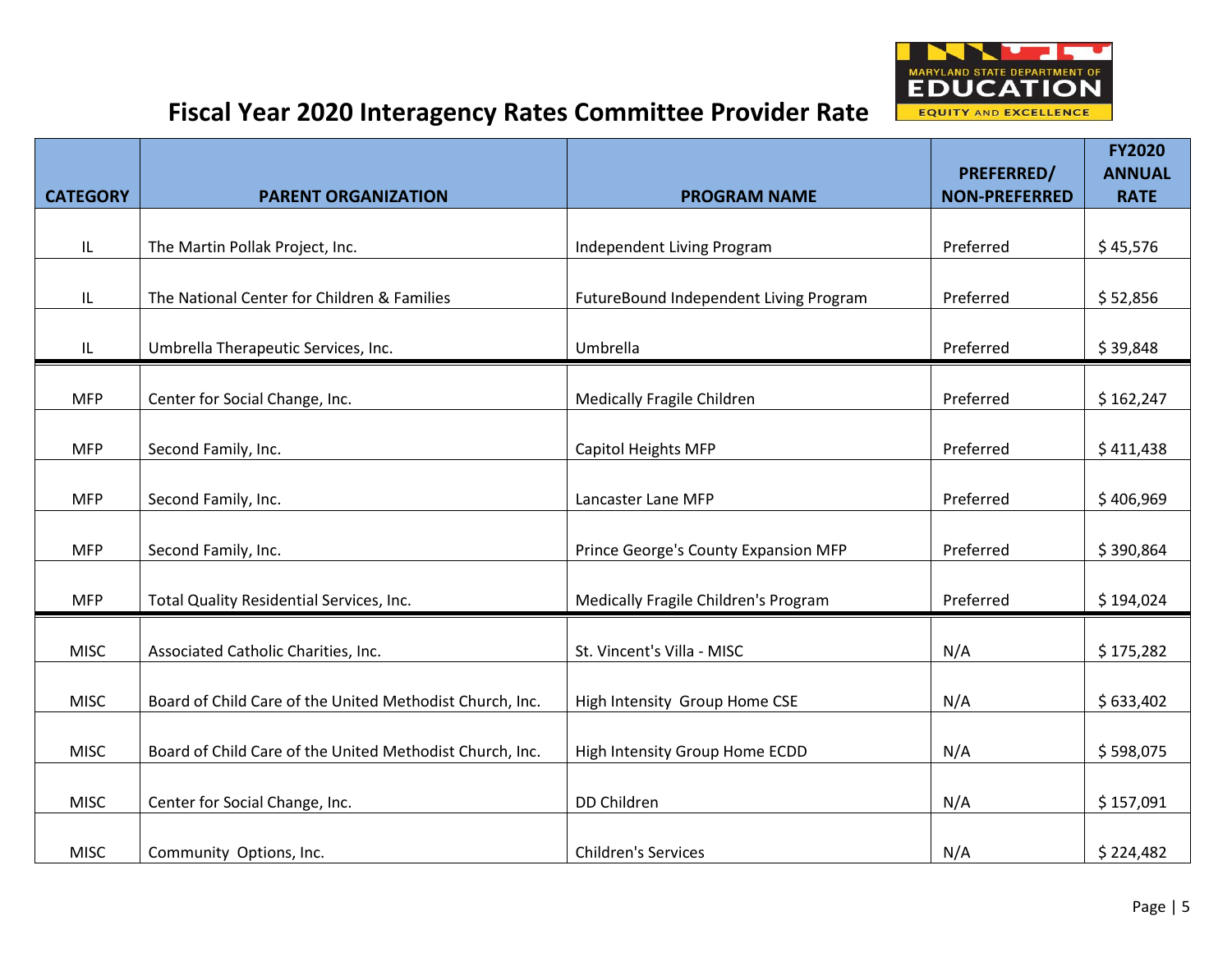# Fiscal Year 2020 Interagency Rates Committee Provider Rate

| CATEGORY | PARENT ORGANIZATION | PROGRAM NAME | PREFERRED/ NON-PREFERRED | FY2020 ANNUAL RATE |
|---|---|---|---|---|
| IL | The Martin Pollak Project, Inc. | Independent Living Program | Preferred | $ 45,576 |
| IL | The National Center for Children & Families | FutureBound Independent Living Program | Preferred | $ 52,856 |
| IL | Umbrella Therapeutic Services, Inc. | Umbrella | Preferred | $ 39,848 |
| MFP | Center for Social Change, Inc. | Medically Fragile Children | Preferred | $ 162,247 |
| MFP | Second Family, Inc. | Capitol Heights MFP | Preferred | $ 411,438 |
| MFP | Second Family, Inc. | Lancaster Lane MFP | Preferred | $ 406,969 |
| MFP | Second Family, Inc. | Prince George's County Expansion MFP | Preferred | $ 390,864 |
| MFP | Total Quality Residential Services, Inc. | Medically Fragile Children's Program | Preferred | $ 194,024 |
| MISC | Associated Catholic Charities, Inc. | St. Vincent's Villa - MISC | N/A | $ 175,282 |
| MISC | Board of Child Care of the United Methodist Church, Inc. | High Intensity Group Home CSE | N/A | $ 633,402 |
| MISC | Board of Child Care of the United Methodist Church, Inc. | High Intensity Group Home ECDD | N/A | $ 598,075 |
| MISC | Center for Social Change, Inc. | DD Children | N/A | $ 157,091 |
| MISC | Community Options, Inc. | Children's Services | N/A | $ 224,482 |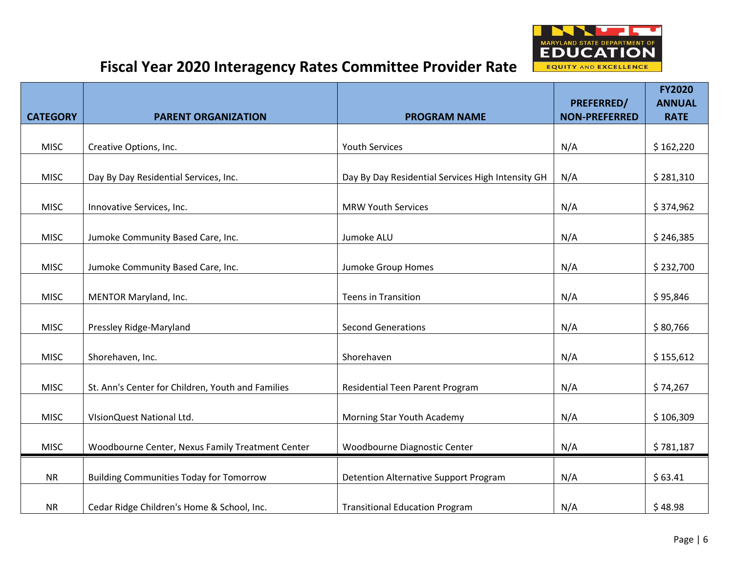# Fiscal Year 2020 Interagency Rates Committee Provider Rate

| CATEGORY | PARENT ORGANIZATION | PROGRAM NAME | PREFERRED/ NON-PREFERRED | FY2020 ANNUAL RATE |
|---|---|---|---|---|
| MISC | Creative Options, Inc. | Youth Services | N/A | $ 162,220 |
| MISC | Day By Day Residential Services, Inc. | Day By Day Residential Services High Intensity GH | N/A | $ 281,310 |
| MISC | Innovative Services, Inc. | MRW Youth Services | N/A | $ 374,962 |
| MISC | Jumoke Community Based Care, Inc. | Jumoke ALU | N/A | $ 246,385 |
| MISC | Jumoke Community Based Care, Inc. | Jumoke Group Homes | N/A | $ 232,700 |
| MISC | MENTOR Maryland, Inc. | Teens in Transition | N/A | $ 95,846 |
| MISC | Pressley Ridge-Maryland | Second Generations | N/A | $ 80,766 |
| MISC | Shorehaven, Inc. | Shorehaven | N/A | $ 155,612 |
| MISC | St. Ann's Center for Children, Youth and Families | Residential Teen Parent Program | N/A | $ 74,267 |
| MISC | VIsionQuest National Ltd. | Morning Star Youth Academy | N/A | $ 106,309 |
| MISC | Woodbourne Center, Nexus Family Treatment Center | Woodbourne Diagnostic Center | N/A | $ 781,187 |
| NR | Building Communities Today for Tomorrow | Detention Alternative Support Program | N/A | $ 63.41 |
| NR | Cedar Ridge Children's Home & School, Inc. | Transitional Education Program | N/A | $ 48.98 |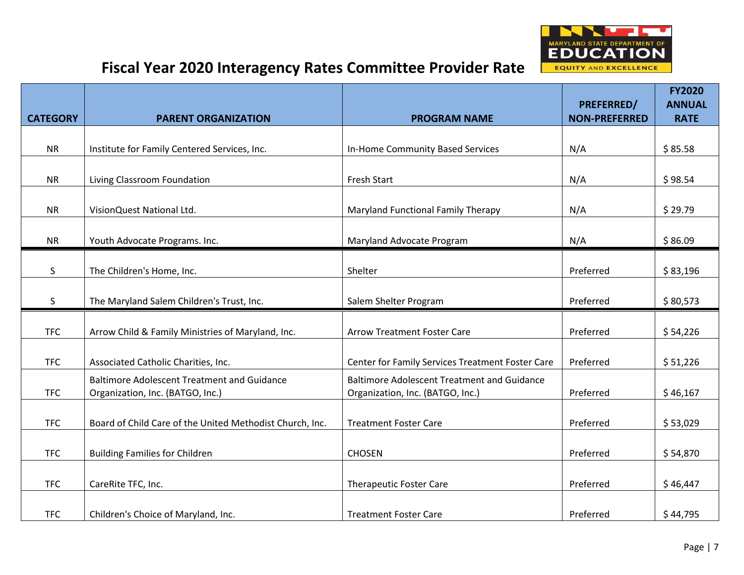# Fiscal Year 2020 Interagency Rates Committee Provider Rate

| CATEGORY | PARENT ORGANIZATION | PROGRAM NAME | PREFERRED/ NON-PREFERRED | FY2020 ANNUAL RATE |
|---|---|---|---|---|
| NR | Institute for Family Centered Services, Inc. | In-Home Community Based Services | N/A | $ 85.58 |
| NR | Living Classroom Foundation | Fresh Start | N/A | $ 98.54 |
| NR | VisionQuest National Ltd. | Maryland Functional Family Therapy | N/A | $ 29.79 |
| NR | Youth Advocate Programs. Inc. | Maryland Advocate Program | N/A | $ 86.09 |
| S | The Children's Home, Inc. | Shelter | Preferred | $ 83,196 |
| S | The Maryland Salem Children's Trust, Inc. | Salem Shelter Program | Preferred | $ 80,573 |
| TFC | Arrow Child & Family Ministries of Maryland, Inc. | Arrow Treatment Foster Care | Preferred | $ 54,226 |
| TFC | Associated Catholic Charities, Inc. | Center for Family Services Treatment Foster Care | Preferred | $ 51,226 |
| TFC | Baltimore Adolescent Treatment and Guidance Organization, Inc. (BATGO, Inc.) | Baltimore Adolescent Treatment and Guidance Organization, Inc. (BATGO, Inc.) | Preferred | $ 46,167 |
| TFC | Board of Child Care of the United Methodist Church, Inc. | Treatment Foster Care | Preferred | $ 53,029 |
| TFC | Building Families for Children | CHOSEN | Preferred | $ 54,870 |
| TFC | CareRite TFC, Inc. | Therapeutic Foster Care | Preferred | $ 46,447 |
| TFC | Children's Choice of Maryland, Inc. | Treatment Foster Care | Preferred | $ 44,795 |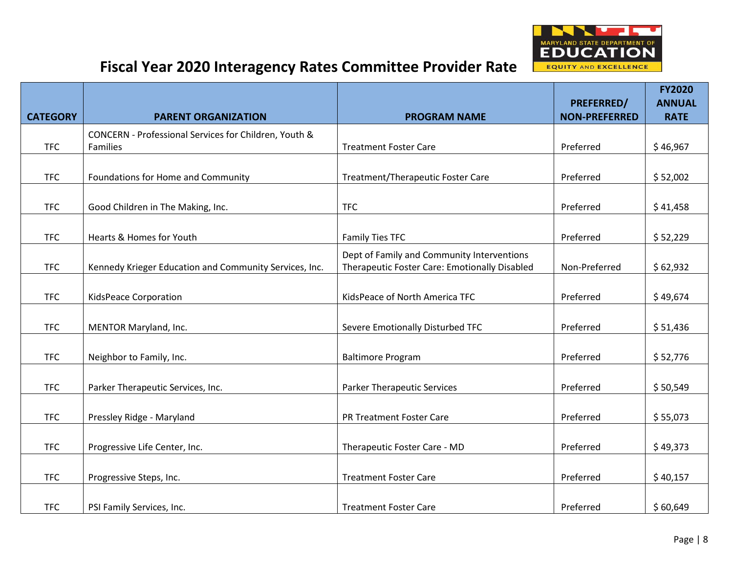# Fiscal Year 2020 Interagency Rates Committee Provider Rate

| CATEGORY | PARENT ORGANIZATION | PROGRAM NAME | PREFERRED/ NON-PREFERRED | FY2020 ANNUAL RATE |
|---|---|---|---|---|
| TFC | CONCERN - Professional Services for Children, Youth & Families | Treatment Foster Care | Preferred | $ 46,967 |
| TFC | Foundations for Home and Community | Treatment/Therapeutic Foster Care | Preferred | $ 52,002 |
| TFC | Good Children in The Making, Inc. | TFC | Preferred | $ 41,458 |
| TFC | Hearts & Homes for Youth | Family Ties TFC | Preferred | $ 52,229 |
| TFC | Kennedy Krieger Education and Community Services, Inc. | Dept of Family and Community Interventions Therapeutic Foster Care: Emotionally Disabled | Non-Preferred | $ 62,932 |
| TFC | KidsPeace Corporation | KidsPeace of North America TFC | Preferred | $ 49,674 |
| TFC | MENTOR Maryland, Inc. | Severe Emotionally Disturbed TFC | Preferred | $ 51,436 |
| TFC | Neighbor to Family, Inc. | Baltimore Program | Preferred | $ 52,776 |
| TFC | Parker Therapeutic Services, Inc. | Parker Therapeutic Services | Preferred | $ 50,549 |
| TFC | Pressley Ridge - Maryland | PR Treatment Foster Care | Preferred | $ 55,073 |
| TFC | Progressive Life Center, Inc. | Therapeutic Foster Care - MD | Preferred | $ 49,373 |
| TFC | Progressive Steps, Inc. | Treatment Foster Care | Preferred | $ 40,157 |
| TFC | PSI Family Services, Inc. | Treatment Foster Care | Preferred | $ 60,649 |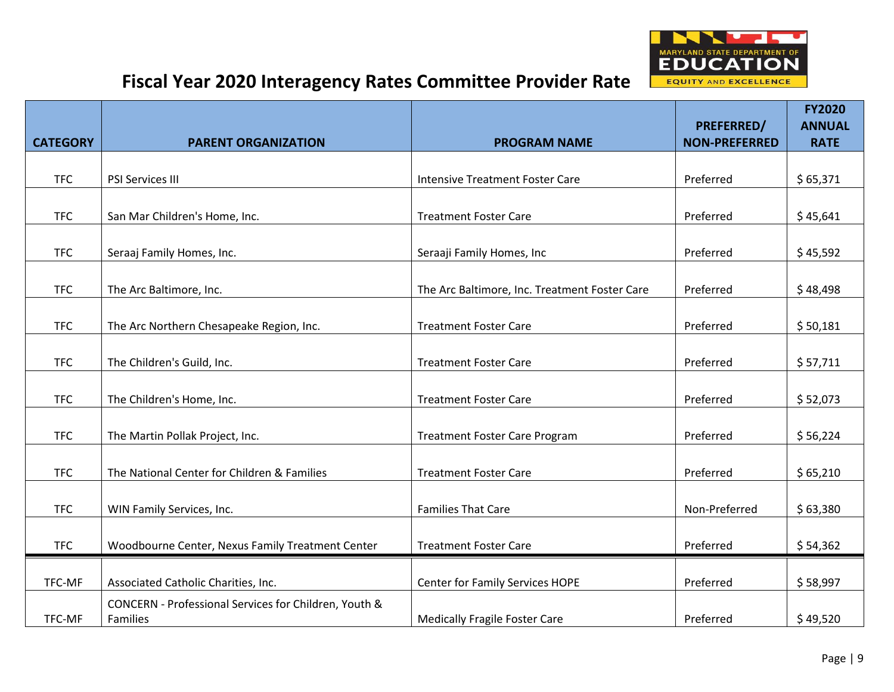# Fiscal Year 2020 Interagency Rates Committee Provider Rate

| CATEGORY | PARENT ORGANIZATION | PROGRAM NAME | PREFERRED/ NON-PREFERRED | FY2020 ANNUAL RATE |
|---|---|---|---|---|
| TFC | PSI Services III | Intensive Treatment Foster Care | Preferred | $ 65,371 |
| TFC | San Mar Children's Home, Inc. | Treatment Foster Care | Preferred | $ 45,641 |
| TFC | Seraaj Family Homes, Inc. | Seraaji Family Homes, Inc | Preferred | $ 45,592 |
| TFC | The Arc Baltimore, Inc. | The Arc Baltimore, Inc. Treatment Foster Care | Preferred | $ 48,498 |
| TFC | The Arc Northern Chesapeake Region, Inc. | Treatment Foster Care | Preferred | $ 50,181 |
| TFC | The Children's Guild, Inc. | Treatment Foster Care | Preferred | $ 57,711 |
| TFC | The Children's Home, Inc. | Treatment Foster Care | Preferred | $ 52,073 |
| TFC | The Martin Pollak Project, Inc. | Treatment Foster Care Program | Preferred | $ 56,224 |
| TFC | The National Center for Children & Families | Treatment Foster Care | Preferred | $ 65,210 |
| TFC | WIN Family Services, Inc. | Families That Care | Non-Preferred | $ 63,380 |
| TFC | Woodbourne Center, Nexus Family Treatment Center | Treatment Foster Care | Preferred | $ 54,362 |
| TFC-MF | Associated Catholic Charities, Inc. | Center for Family Services HOPE | Preferred | $ 58,997 |
| TFC-MF | CONCERN - Professional Services for Children, Youth & Families | Medically Fragile Foster Care | Preferred | $ 49,520 |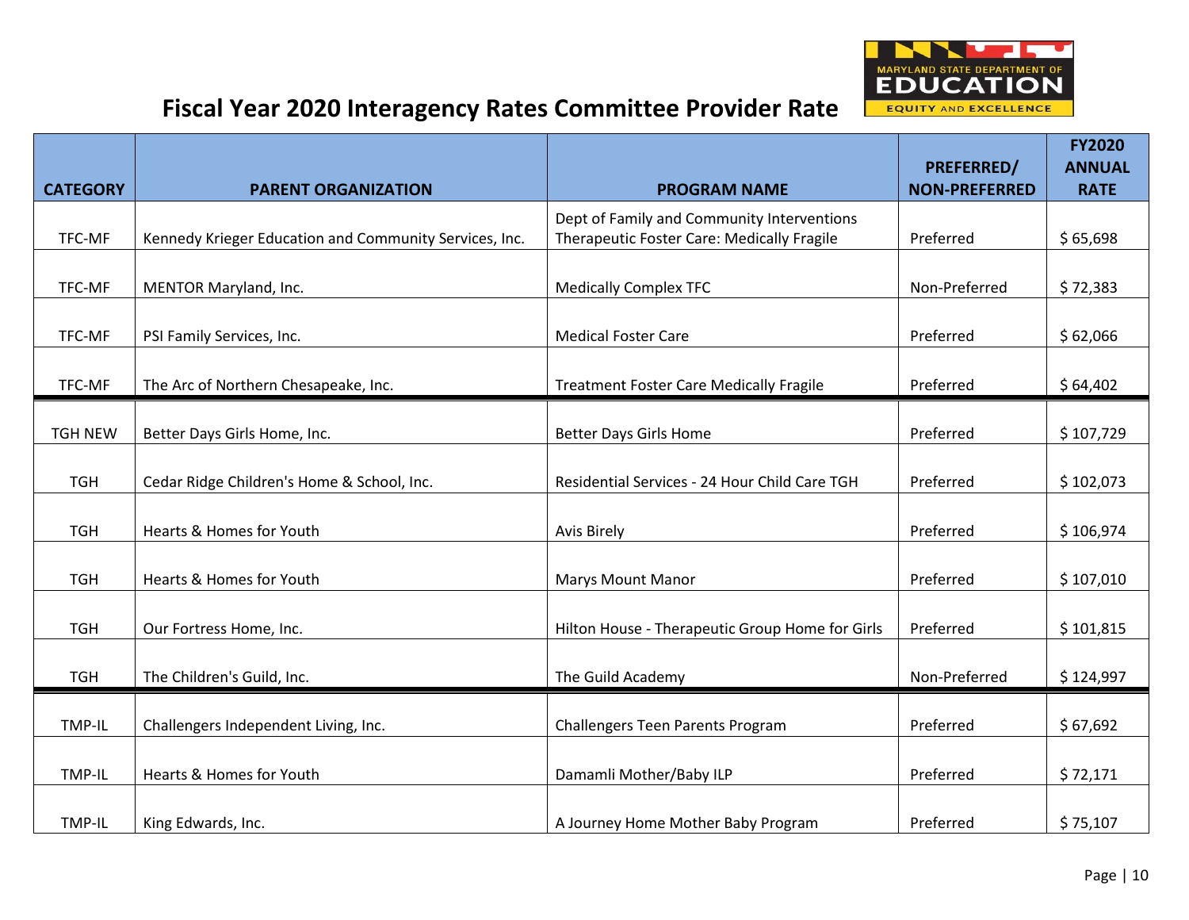# Fiscal Year 2020 Interagency Rates Committee Provider Rate

| CATEGORY | PARENT ORGANIZATION | PROGRAM NAME | PREFERRED/ NON-PREFERRED | FY2020 ANNUAL RATE |
|---|---|---|---|---|
| TFC-MF | Kennedy Krieger Education and Community Services, Inc. | Dept of Family and Community Interventions Therapeutic Foster Care: Medically Fragile | Preferred | $ 65,698 |
| TFC-MF | MENTOR Maryland, Inc. | Medically Complex TFC | Non-Preferred | $ 72,383 |
| TFC-MF | PSI Family Services, Inc. | Medical Foster Care | Preferred | $ 62,066 |
| TFC-MF | The Arc of Northern Chesapeake, Inc. | Treatment Foster Care Medically Fragile | Preferred | $ 64,402 |
| TGH NEW | Better Days Girls Home, Inc. | Better Days Girls Home | Preferred | $ 107,729 |
| TGH | Cedar Ridge Children's Home & School, Inc. | Residential Services - 24 Hour Child Care TGH | Preferred | $ 102,073 |
| TGH | Hearts & Homes for Youth | Avis Birely | Preferred | $ 106,974 |
| TGH | Hearts & Homes for Youth | Marys Mount Manor | Preferred | $ 107,010 |
| TGH | Our Fortress Home, Inc. | Hilton House - Therapeutic Group Home for Girls | Preferred | $ 101,815 |
| TGH | The Children's Guild, Inc. | The Guild Academy | Non-Preferred | $ 124,997 |
| TMP-IL | Challengers Independent Living, Inc. | Challengers Teen Parents Program | Preferred | $ 67,692 |
| TMP-IL | Hearts & Homes for Youth | Damamli Mother/Baby ILP | Preferred | $ 72,171 |
| TMP-IL | King Edwards, Inc. | A Journey Home Mother Baby Program | Preferred | $ 75,107 |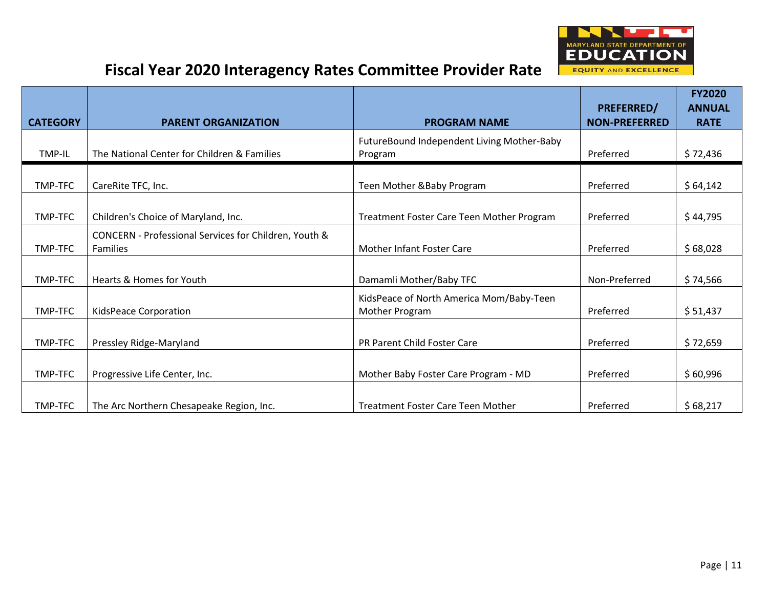# Fiscal Year 2020 Interagency Rates Committee Provider Rate

| CATEGORY | PARENT ORGANIZATION | PROGRAM NAME | PREFERRED/ NON-PREFERRED | FY2020 ANNUAL RATE |
|---|---|---|---|---|
| TMP-IL | The National Center for Children & Families | FutureBound Independent Living Mother-Baby Program | Preferred | $ 72,436 |
| TMP-TFC | CareRite TFC, Inc. | Teen Mother &Baby Program | Preferred | $ 64,142 |
| TMP-TFC | Children's Choice of Maryland, Inc. | Treatment Foster Care Teen Mother Program | Preferred | $ 44,795 |
| TMP-TFC | CONCERN - Professional Services for Children, Youth & Families | Mother Infant Foster Care | Preferred | $ 68,028 |
| TMP-TFC | Hearts & Homes for Youth | Damamli Mother/Baby TFC | Non-Preferred | $ 74,566 |
| TMP-TFC | KidsPeace Corporation | KidsPeace of North America Mom/Baby-Teen Mother Program | Preferred | $ 51,437 |
| TMP-TFC | Pressley Ridge-Maryland | PR Parent Child Foster Care | Preferred | $ 72,659 |
| TMP-TFC | Progressive Life Center, Inc. | Mother Baby Foster Care Program - MD | Preferred | $ 60,996 |
| TMP-TFC | The Arc Northern Chesapeake Region, Inc. | Treatment Foster Care Teen Mother | Preferred | $ 68,217 |